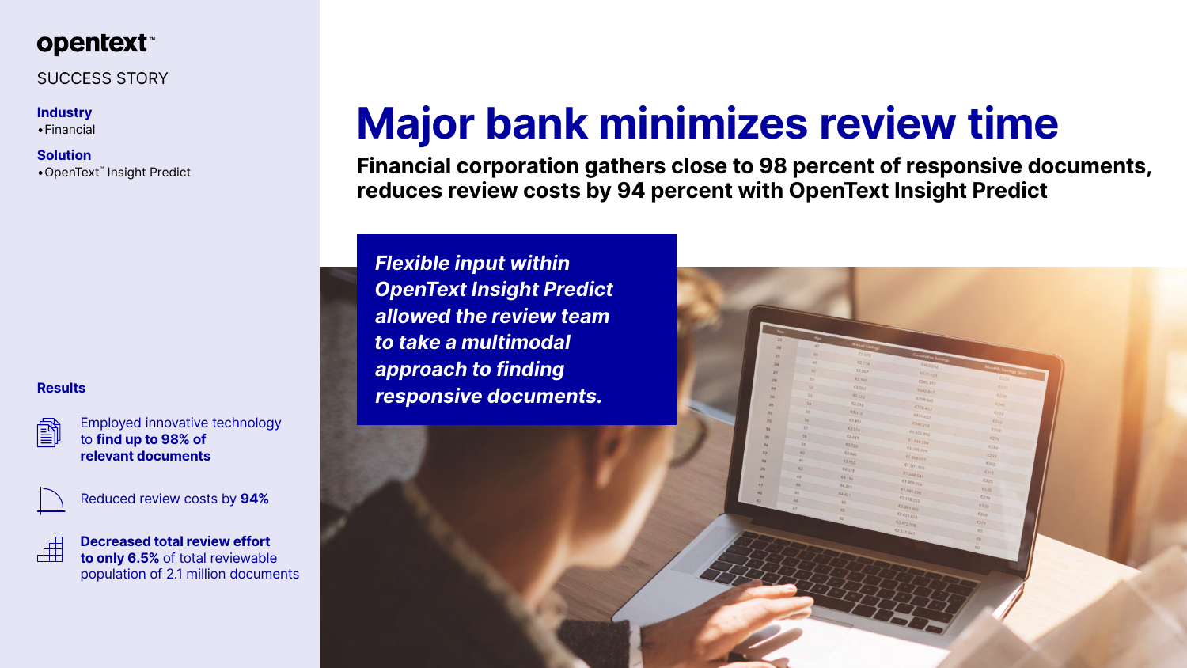opentext™

SUCCESS STORY

**Industry**

- Financial

**Solution**

- OpenText™ Insight Predict

# Major bank minimizes review time

## Financial corporation gathers close to 98 percent of responsive documents, reduces review costs by 94 percent with OpenText Insight Predict

***Flexible input within OpenText Insight Predict allowed the review team to take a multimodal approach to finding responsive documents.***

**Results**

- Employed innovative technology to **find up to 98% of relevant documents**
- Reduced review costs by **94%**
- **Decreased total review effort to only 6.5%** of total reviewable population of 2.1 million documents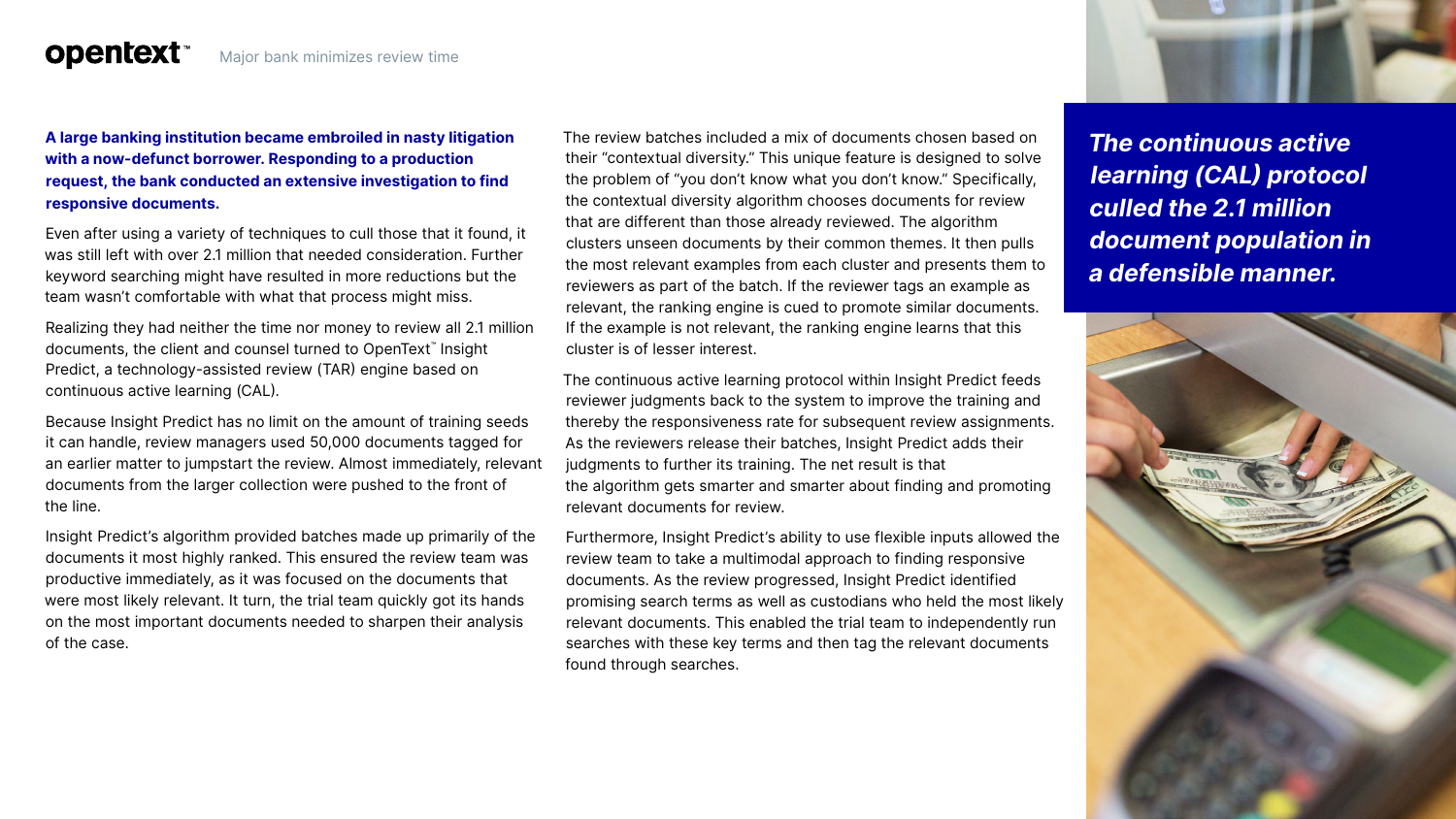**A large banking institution became embroiled in nasty litigation with a now-defunct borrower. Responding to a production request, the bank conducted an extensive investigation to find responsive documents.**

Even after using a variety of techniques to cull those that it found, it was still left with over 2.1 million that needed consideration. Further keyword searching might have resulted in more reductions but the team wasn't comfortable with what that process might miss.

Realizing they had neither the time nor money to review all 2.1 million documents, the client and counsel turned to OpenText™ Insight Predict, a technology-assisted review (TAR) engine based on continuous active learning (CAL).

Because Insight Predict has no limit on the amount of training seeds it can handle, review managers used 50,000 documents tagged for an earlier matter to jumpstart the review. Almost immediately, relevant documents from the larger collection were pushed to the front of the line.

Insight Predict's algorithm provided batches made up primarily of the documents it most highly ranked. This ensured the review team was productive immediately, as it was focused on the documents that were most likely relevant. It turn, the trial team quickly got its hands on the most important documents needed to sharpen their analysis of the case.

The review batches included a mix of documents chosen based on their "contextual diversity." This unique feature is designed to solve the problem of "you don't know what you don't know." Specifically, the contextual diversity algorithm chooses documents for review that are different than those already reviewed. The algorithm clusters unseen documents by their common themes. It then pulls the most relevant examples from each cluster and presents them to reviewers as part of the batch. If the reviewer tags an example as relevant, the ranking engine is cued to promote similar documents. If the example is not relevant, the ranking engine learns that this cluster is of lesser interest.

The continuous active learning protocol within Insight Predict feeds reviewer judgments back to the system to improve the training and thereby the responsiveness rate for subsequent review assignments. As the reviewers release their batches, Insight Predict adds their judgments to further its training. The net result is that the algorithm gets smarter and smarter about finding and promoting relevant documents for review.

Furthermore, Insight Predict's ability to use flexible inputs allowed the review team to take a multimodal approach to finding responsive documents. As the review progressed, Insight Predict identified promising search terms as well as custodians who held the most likely relevant documents. This enabled the trial team to independently run searches with these key terms and then tag the relevant documents found through searches.

***The continuous active learning (CAL) protocol culled the 2.1 million document population in a defensible manner.***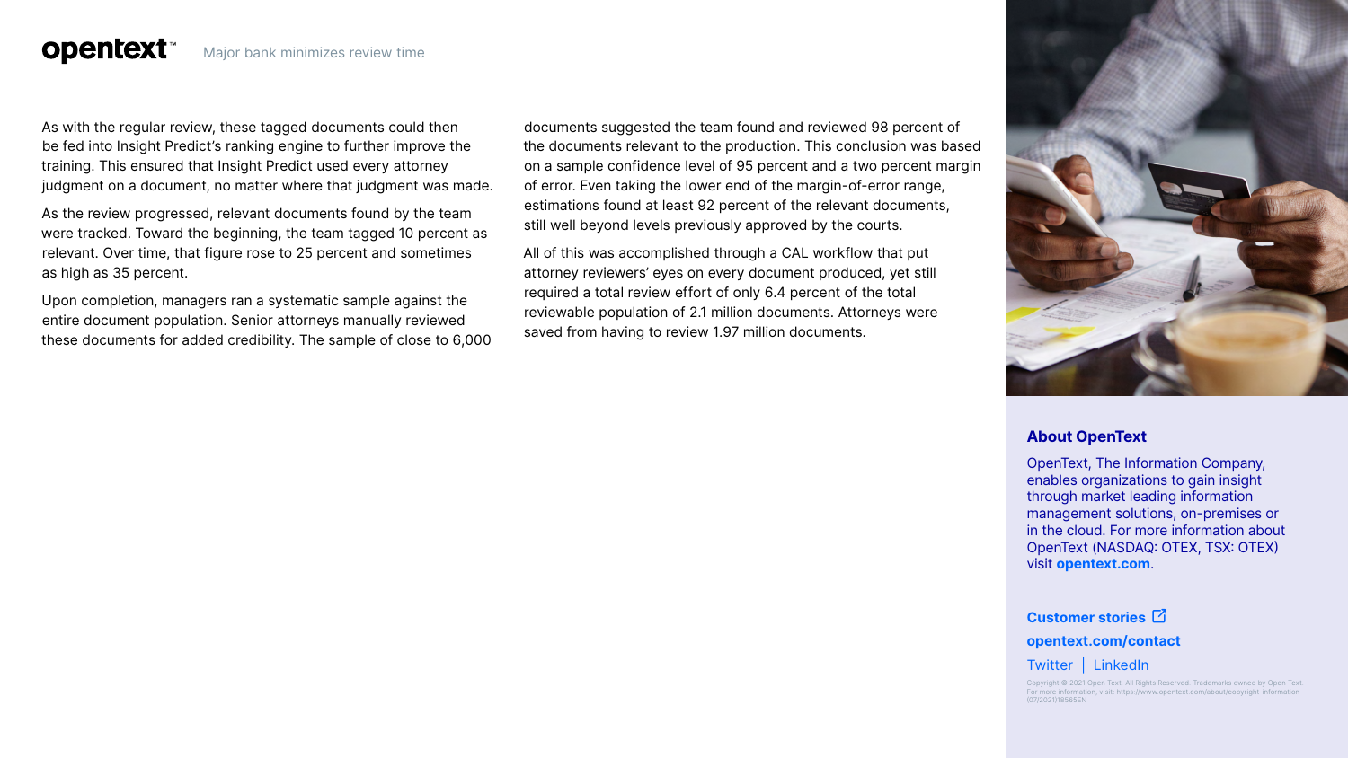As with the regular review, these tagged documents could then be fed into Insight Predict's ranking engine to further improve the training. This ensured that Insight Predict used every attorney judgment on a document, no matter where that judgment was made.

As the review progressed, relevant documents found by the team were tracked. Toward the beginning, the team tagged 10 percent as relevant. Over time, that figure rose to 25 percent and sometimes as high as 35 percent.

Upon completion, managers ran a systematic sample against the entire document population. Senior attorneys manually reviewed these documents for added credibility. The sample of close to 6,000 documents suggested the team found and reviewed 98 percent of the documents relevant to the production. This conclusion was based on a sample confidence level of 95 percent and a two percent margin of error. Even taking the lower end of the margin-of-error range, estimations found at least 92 percent of the relevant documents, still well beyond levels previously approved by the courts.

All of this was accomplished through a CAL workflow that put attorney reviewers' eyes on every document produced, yet still required a total review effort of only 6.4 percent of the total reviewable population of 2.1 million documents. Attorneys were saved from having to review 1.97 million documents.

## About OpenText

OpenText, The Information Company, enables organizations to gain insight through market leading information management solutions, on-premises or in the cloud. For more information about OpenText (NASDAQ: OTEX, TSX: OTEX) visit **opentext.com**.

**Customer stories**

**opentext.com/contact**

Twitter | LinkedIn

Copyright © 2021 Open Text. All Rights Reserved. Trademarks owned by Open Text. For more information, visit: https://www.opentext.com/about/copyright-information (07/2021)18565EN